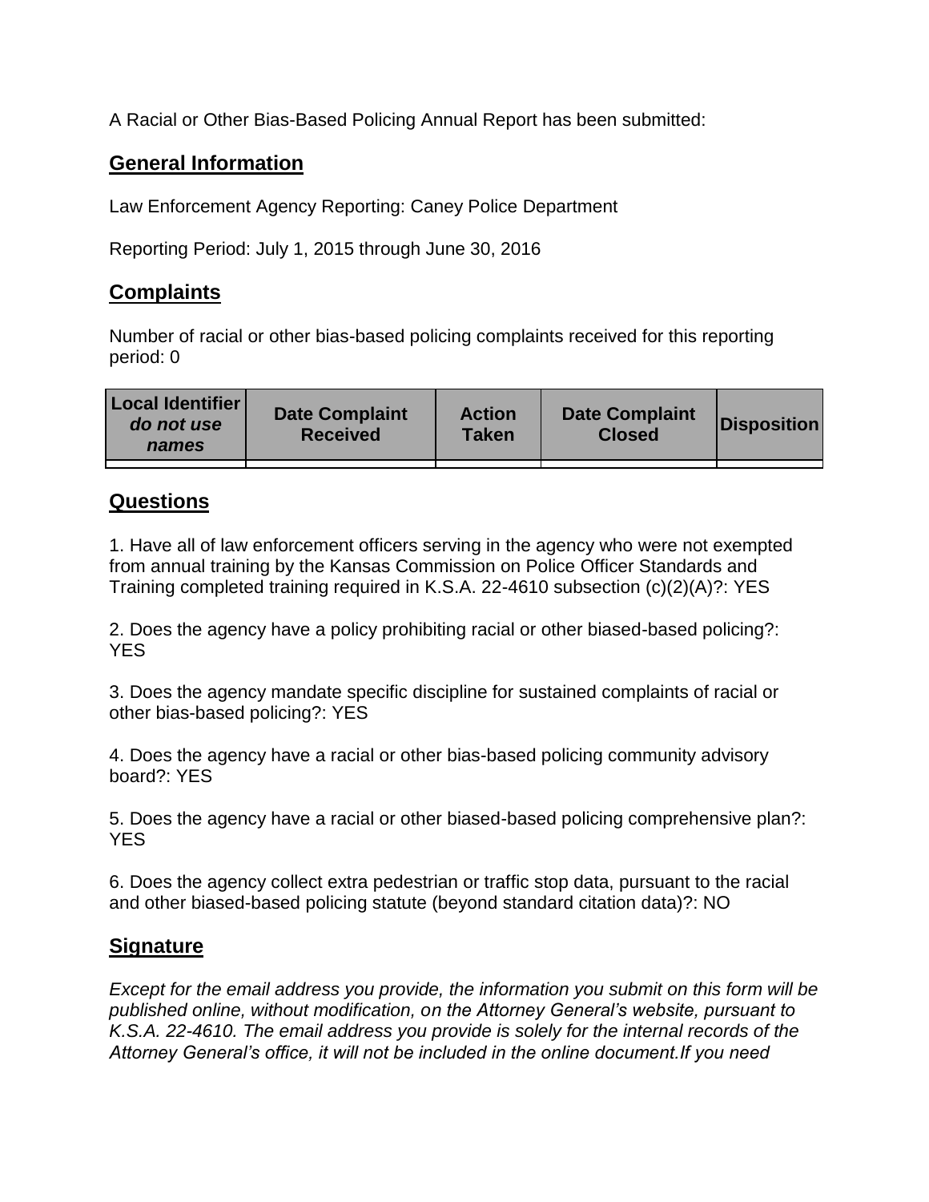A Racial or Other Bias-Based Policing Annual Report has been submitted:

## General Information

Law Enforcement Agency Reporting: Caney Police Department

Reporting Period: July 1, 2015 through June 30, 2016

## Complaints

Number of racial or other bias-based policing complaints received for this reporting period: 0

| Local Identifier *do not use names* | Date Complaint Received | Action Taken | Date Complaint Closed | Disposition |
|---|---|---|---|---|
| | | | | |

## Questions

1. Have all of law enforcement officers serving in the agency who were not exempted from annual training by the Kansas Commission on Police Officer Standards and Training completed training required in K.S.A. 22-4610 subsection (c)(2)(A)?: YES

2. Does the agency have a policy prohibiting racial or other biased-based policing?: YES

3. Does the agency mandate specific discipline for sustained complaints of racial or other bias-based policing?: YES

4. Does the agency have a racial or other bias-based policing community advisory board?: YES

5. Does the agency have a racial or other biased-based policing comprehensive plan?: YES

6. Does the agency collect extra pedestrian or traffic stop data, pursuant to the racial and other biased-based policing statute (beyond standard citation data)?: NO

## Signature

*Except for the email address you provide, the information you submit on this form will be published online, without modification, on the Attorney General's website, pursuant to K.S.A. 22-4610. The email address you provide is solely for the internal records of the Attorney General's office, it will not be included in the online document.If you need*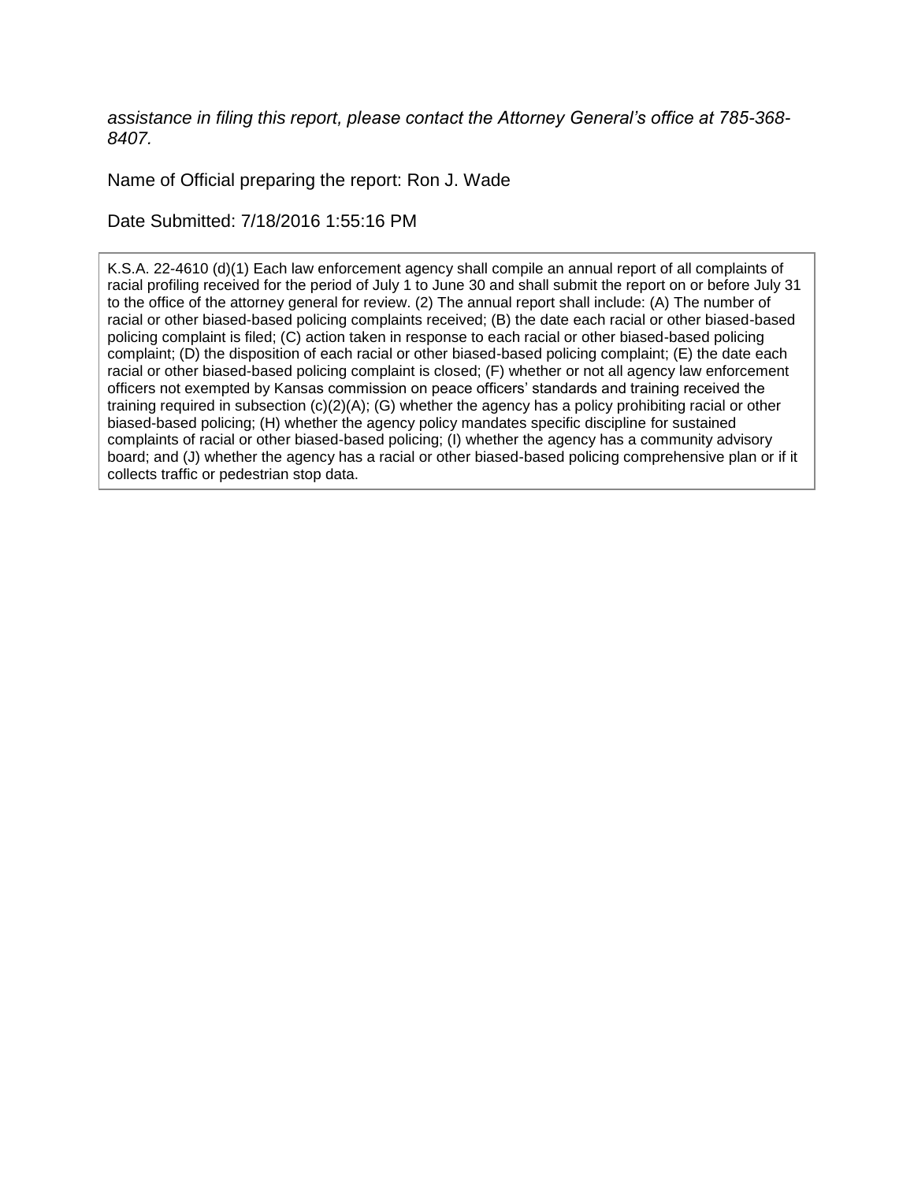*assistance in filing this report, please contact the Attorney General's office at 785-368-8407.*

Name of Official preparing the report: Ron J. Wade

Date Submitted: 7/18/2016 1:55:16 PM

K.S.A. 22-4610 (d)(1) Each law enforcement agency shall compile an annual report of all complaints of racial profiling received for the period of July 1 to June 30 and shall submit the report on or before July 31 to the office of the attorney general for review. (2) The annual report shall include: (A) The number of racial or other biased-based policing complaints received; (B) the date each racial or other biased-based policing complaint is filed; (C) action taken in response to each racial or other biased-based policing complaint; (D) the disposition of each racial or other biased-based policing complaint; (E) the date each racial or other biased-based policing complaint is closed; (F) whether or not all agency law enforcement officers not exempted by Kansas commission on peace officers' standards and training received the training required in subsection (c)(2)(A); (G) whether the agency has a policy prohibiting racial or other biased-based policing; (H) whether the agency policy mandates specific discipline for sustained complaints of racial or other biased-based policing; (I) whether the agency has a community advisory board; and (J) whether the agency has a racial or other biased-based policing comprehensive plan or if it collects traffic or pedestrian stop data.